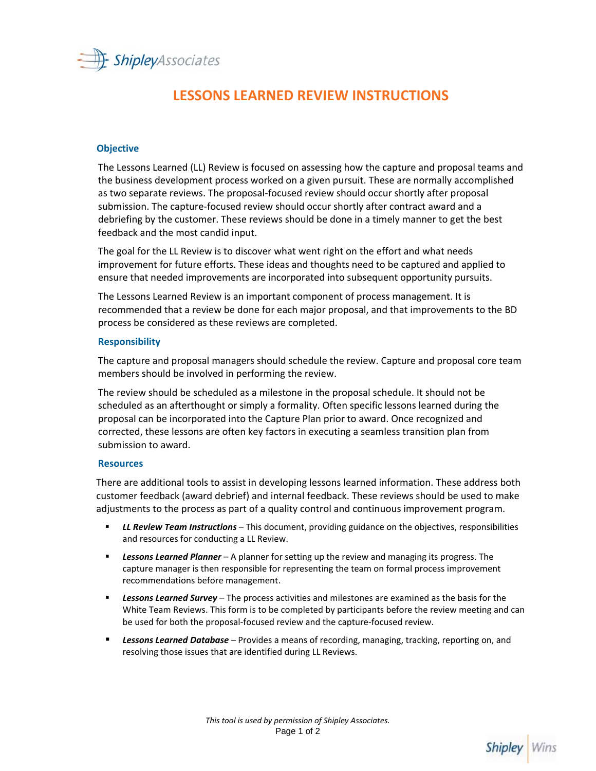# LESSONS LEARNED REVIEW INSTRUCTIONS

## Objective

The Lessons Learned (LL) Review is focused on assessing how the capture and proposal teams and the business development process worked on a given pursuit. These are normally accomplished as two separate reviews. The proposal-focused review should occur shortly after proposal submission. The capture-focused review should occur shortly after contract award and a debriefing by the customer. These reviews should be done in a timely manner to get the best feedback and the most candid input.

The goal for the LL Review is to discover what went right on the effort and what needs improvement for future efforts. These ideas and thoughts need to be captured and applied to ensure that needed improvements are incorporated into subsequent opportunity pursuits.

The Lessons Learned Review is an important component of process management. It is recommended that a review be done for each major proposal, and that improvements to the BD process be considered as these reviews are completed.

## Responsibility

The capture and proposal managers should schedule the review. Capture and proposal core team members should be involved in performing the review.

The review should be scheduled as a milestone in the proposal schedule. It should not be scheduled as an afterthought or simply a formality. Often specific lessons learned during the proposal can be incorporated into the Capture Plan prior to award. Once recognized and corrected, these lessons are often key factors in executing a seamless transition plan from submission to award.

## Resources

There are additional tools to assist in developing lessons learned information. These address both customer feedback (award debrief) and internal feedback. These reviews should be used to make adjustments to the process as part of a quality control and continuous improvement program.

- ***LL Review Team Instructions*** – This document, providing guidance on the objectives, responsibilities and resources for conducting a LL Review.
- ***Lessons Learned Planner*** – A planner for setting up the review and managing its progress. The capture manager is then responsible for representing the team on formal process improvement recommendations before management.
- ***Lessons Learned Survey*** – The process activities and milestones are examined as the basis for the White Team Reviews. This form is to be completed by participants before the review meeting and can be used for both the proposal-focused review and the capture-focused review.
- ***Lessons Learned Database*** – Provides a means of recording, managing, tracking, reporting on, and resolving those issues that are identified during LL Reviews.

*This tool is used by permission of Shipley Associates.*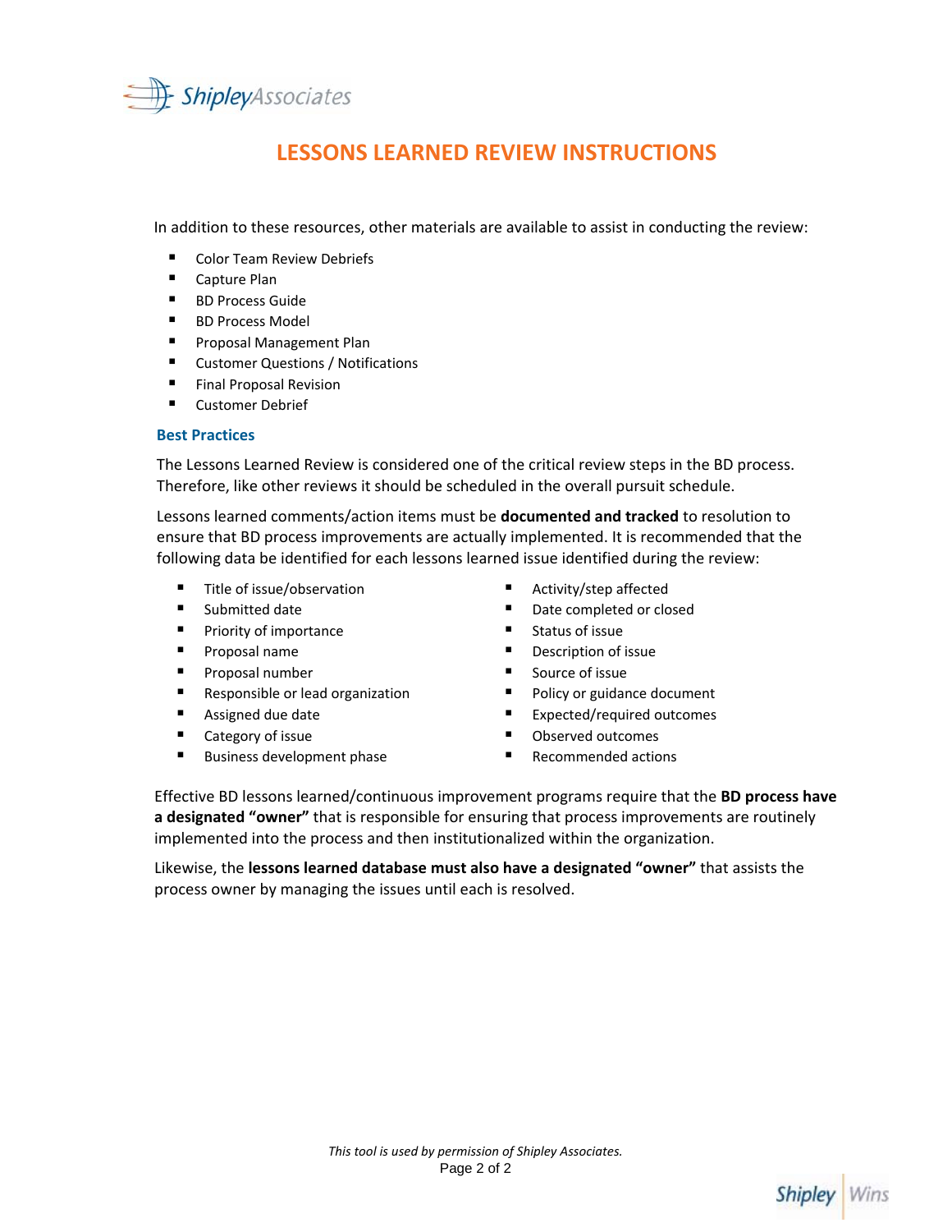# LESSONS LEARNED REVIEW INSTRUCTIONS

In addition to these resources, other materials are available to assist in conducting the review:

- Color Team Review Debriefs
- Capture Plan
- BD Process Guide
- BD Process Model
- Proposal Management Plan
- Customer Questions / Notifications
- Final Proposal Revision
- Customer Debrief

### Best Practices

The Lessons Learned Review is considered one of the critical review steps in the BD process. Therefore, like other reviews it should be scheduled in the overall pursuit schedule.

Lessons learned comments/action items must be **documented and tracked** to resolution to ensure that BD process improvements are actually implemented. It is recommended that the following data be identified for each lessons learned issue identified during the review:

- Title of issue/observation
- Submitted date
- Priority of importance
- Proposal name
- Proposal number
- Responsible or lead organization
- Assigned due date
- Category of issue
- Business development phase
- Activity/step affected
- Date completed or closed
- Status of issue
- Description of issue
- Source of issue
- Policy or guidance document
- Expected/required outcomes
- Observed outcomes
- Recommended actions

Effective BD lessons learned/continuous improvement programs require that the **BD process have a designated "owner"** that is responsible for ensuring that process improvements are routinely implemented into the process and then institutionalized within the organization.

Likewise, the **lessons learned database must also have a designated "owner"** that assists the process owner by managing the issues until each is resolved.

*This tool is used by permission of Shipley Associates.*